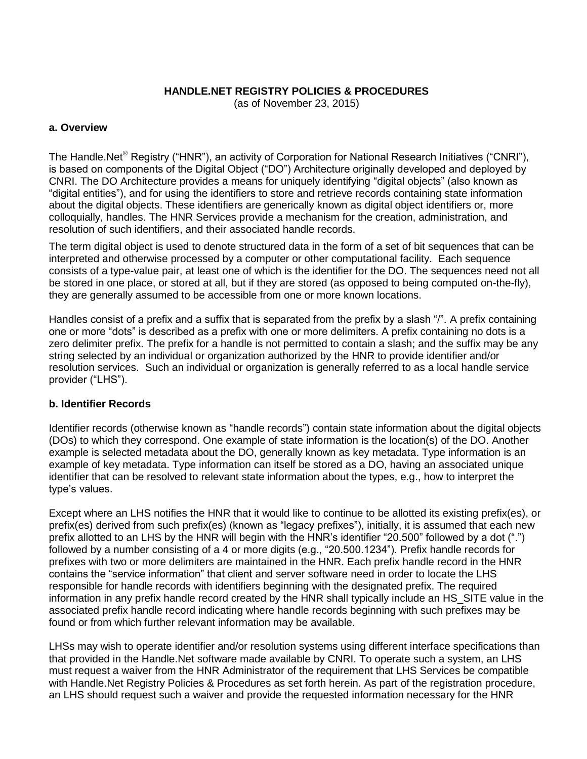**HANDLE.NET REGISTRY POLICIES & PROCEDURES**
(as of November 23, 2015)

## a. Overview

The Handle.Net® Registry ("HNR"), an activity of Corporation for National Research Initiatives ("CNRI"), is based on components of the Digital Object ("DO") Architecture originally developed and deployed by CNRI. The DO Architecture provides a means for uniquely identifying "digital objects" (also known as "digital entities"), and for using the identifiers to store and retrieve records containing state information about the digital objects. These identifiers are generically known as digital object identifiers or, more colloquially, handles. The HNR Services provide a mechanism for the creation, administration, and resolution of such identifiers, and their associated handle records.

The term digital object is used to denote structured data in the form of a set of bit sequences that can be interpreted and otherwise processed by a computer or other computational facility. Each sequence consists of a type-value pair, at least one of which is the identifier for the DO. The sequences need not all be stored in one place, or stored at all, but if they are stored (as opposed to being computed on-the-fly), they are generally assumed to be accessible from one or more known locations.

Handles consist of a prefix and a suffix that is separated from the prefix by a slash "/". A prefix containing one or more "dots" is described as a prefix with one or more delimiters. A prefix containing no dots is a zero delimiter prefix. The prefix for a handle is not permitted to contain a slash; and the suffix may be any string selected by an individual or organization authorized by the HNR to provide identifier and/or resolution services. Such an individual or organization is generally referred to as a local handle service provider ("LHS").

## b. Identifier Records

Identifier records (otherwise known as "handle records") contain state information about the digital objects (DOs) to which they correspond. One example of state information is the location(s) of the DO. Another example is selected metadata about the DO, generally known as key metadata. Type information is an example of key metadata. Type information can itself be stored as a DO, having an associated unique identifier that can be resolved to relevant state information about the types, e.g., how to interpret the type's values.

Except where an LHS notifies the HNR that it would like to continue to be allotted its existing prefix(es), or prefix(es) derived from such prefix(es) (known as "legacy prefixes"), initially, it is assumed that each new prefix allotted to an LHS by the HNR will begin with the HNR's identifier "20.500" followed by a dot (".") followed by a number consisting of a 4 or more digits (e.g., "20.500.1234"). Prefix handle records for prefixes with two or more delimiters are maintained in the HNR. Each prefix handle record in the HNR contains the "service information" that client and server software need in order to locate the LHS responsible for handle records with identifiers beginning with the designated prefix. The required information in any prefix handle record created by the HNR shall typically include an HS_SITE value in the associated prefix handle record indicating where handle records beginning with such prefixes may be found or from which further relevant information may be available.

LHSs may wish to operate identifier and/or resolution systems using different interface specifications than that provided in the Handle.Net software made available by CNRI. To operate such a system, an LHS must request a waiver from the HNR Administrator of the requirement that LHS Services be compatible with Handle.Net Registry Policies & Procedures as set forth herein. As part of the registration procedure, an LHS should request such a waiver and provide the requested information necessary for the HNR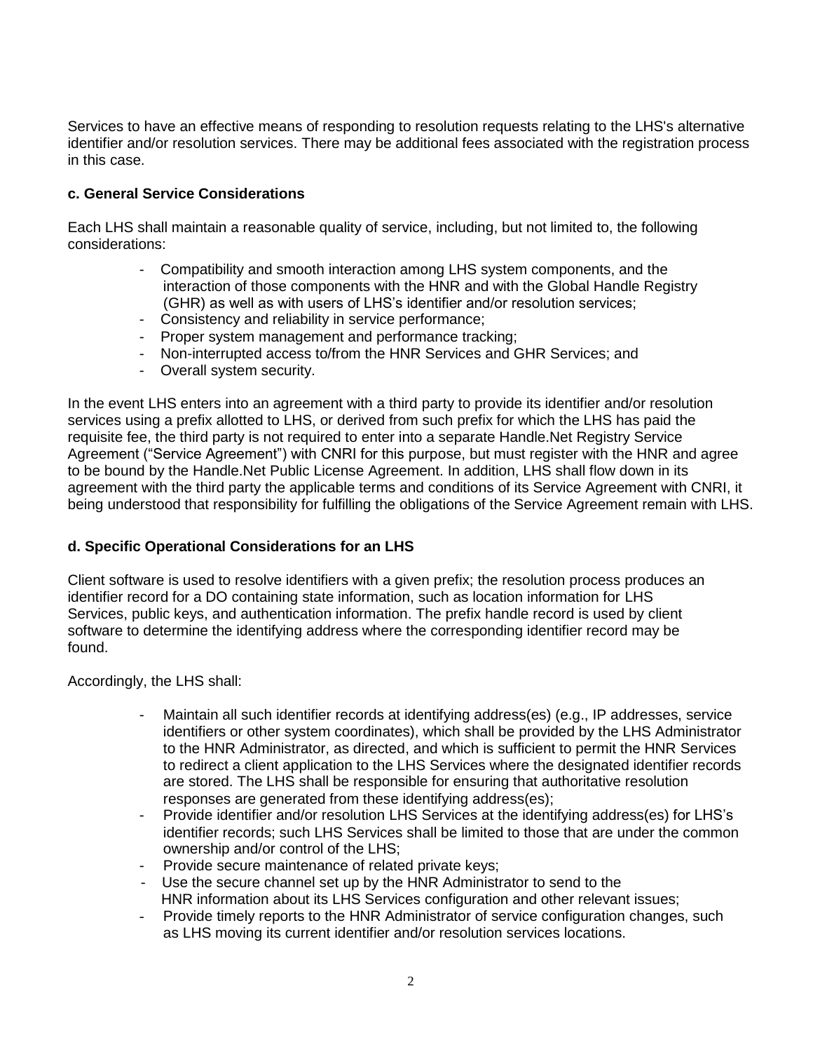Services to have an effective means of responding to resolution requests relating to the LHS's alternative identifier and/or resolution services. There may be additional fees associated with the registration process in this case.

**c. General Service Considerations**

Each LHS shall maintain a reasonable quality of service, including, but not limited to, the following considerations:

- Compatibility and smooth interaction among LHS system components, and the interaction of those components with the HNR and with the Global Handle Registry (GHR) as well as with users of LHS's identifier and/or resolution services;
- Consistency and reliability in service performance;
- Proper system management and performance tracking;
- Non-interrupted access to/from the HNR Services and GHR Services; and
- Overall system security.

In the event LHS enters into an agreement with a third party to provide its identifier and/or resolution services using a prefix allotted to LHS, or derived from such prefix for which the LHS has paid the requisite fee, the third party is not required to enter into a separate Handle.Net Registry Service Agreement ("Service Agreement") with CNRI for this purpose, but must register with the HNR and agree to be bound by the Handle.Net Public License Agreement. In addition, LHS shall flow down in its agreement with the third party the applicable terms and conditions of its Service Agreement with CNRI, it being understood that responsibility for fulfilling the obligations of the Service Agreement remain with LHS.

**d. Specific Operational Considerations for an LHS**

Client software is used to resolve identifiers with a given prefix; the resolution process produces an identifier record for a DO containing state information, such as location information for LHS Services, public keys, and authentication information. The prefix handle record is used by client software to determine the identifying address where the corresponding identifier record may be found.

Accordingly, the LHS shall:

- Maintain all such identifier records at identifying address(es) (e.g., IP addresses, service identifiers or other system coordinates), which shall be provided by the LHS Administrator to the HNR Administrator, as directed, and which is sufficient to permit the HNR Services to redirect a client application to the LHS Services where the designated identifier records are stored. The LHS shall be responsible for ensuring that authoritative resolution responses are generated from these identifying address(es);
- Provide identifier and/or resolution LHS Services at the identifying address(es) for LHS's identifier records; such LHS Services shall be limited to those that are under the common ownership and/or control of the LHS;
- Provide secure maintenance of related private keys;
- Use the secure channel set up by the HNR Administrator to send to the HNR information about its LHS Services configuration and other relevant issues;
- Provide timely reports to the HNR Administrator of service configuration changes, such as LHS moving its current identifier and/or resolution services locations.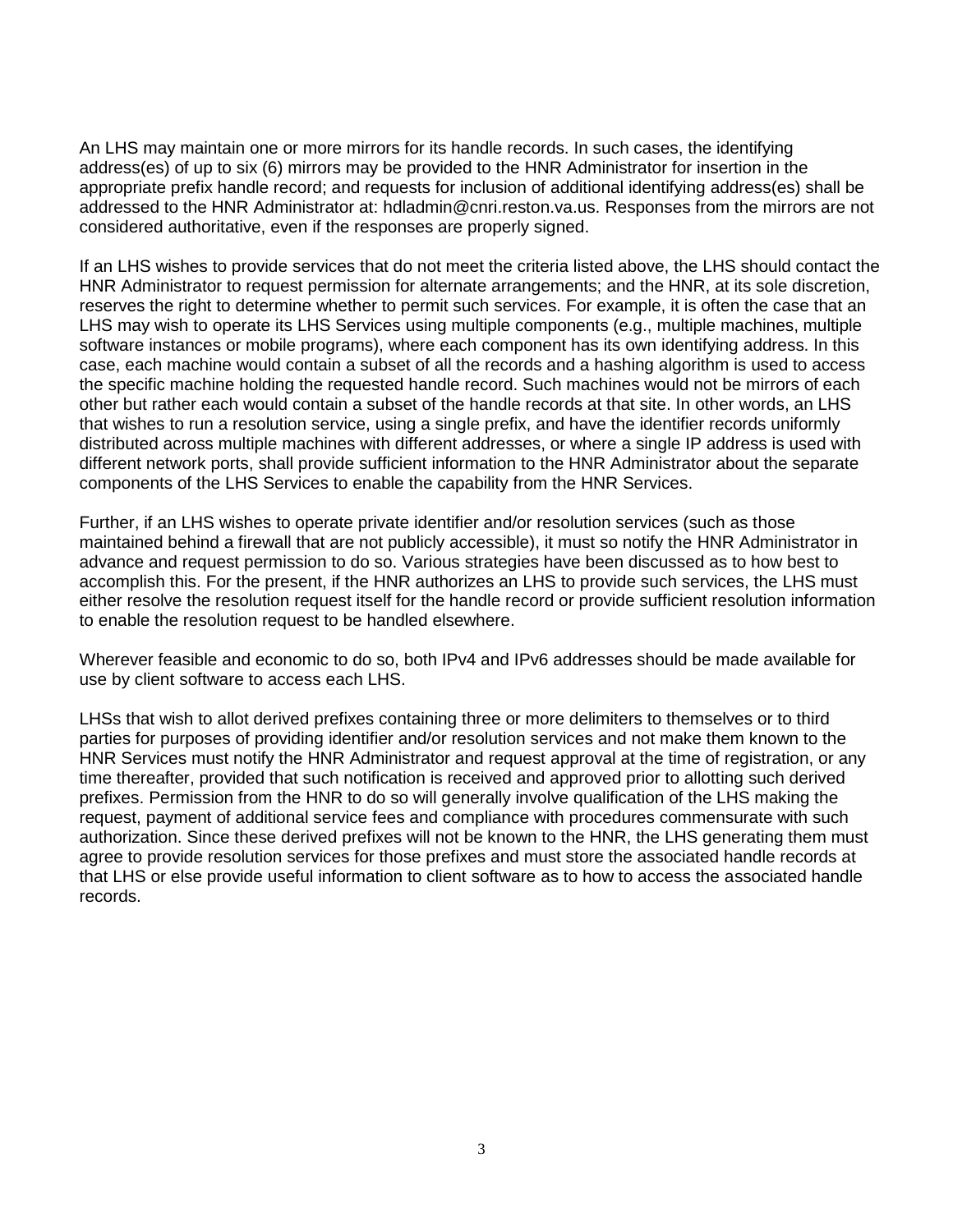An LHS may maintain one or more mirrors for its handle records. In such cases, the identifying address(es) of up to six (6) mirrors may be provided to the HNR Administrator for insertion in the appropriate prefix handle record; and requests for inclusion of additional identifying address(es) shall be addressed to the HNR Administrator at: hdladmin@cnri.reston.va.us. Responses from the mirrors are not considered authoritative, even if the responses are properly signed.

If an LHS wishes to provide services that do not meet the criteria listed above, the LHS should contact the HNR Administrator to request permission for alternate arrangements; and the HNR, at its sole discretion, reserves the right to determine whether to permit such services. For example, it is often the case that an LHS may wish to operate its LHS Services using multiple components (e.g., multiple machines, multiple software instances or mobile programs), where each component has its own identifying address. In this case, each machine would contain a subset of all the records and a hashing algorithm is used to access the specific machine holding the requested handle record. Such machines would not be mirrors of each other but rather each would contain a subset of the handle records at that site. In other words, an LHS that wishes to run a resolution service, using a single prefix, and have the identifier records uniformly distributed across multiple machines with different addresses, or where a single IP address is used with different network ports, shall provide sufficient information to the HNR Administrator about the separate components of the LHS Services to enable the capability from the HNR Services.

Further, if an LHS wishes to operate private identifier and/or resolution services (such as those maintained behind a firewall that are not publicly accessible), it must so notify the HNR Administrator in advance and request permission to do so. Various strategies have been discussed as to how best to accomplish this. For the present, if the HNR authorizes an LHS to provide such services, the LHS must either resolve the resolution request itself for the handle record or provide sufficient resolution information to enable the resolution request to be handled elsewhere.

Wherever feasible and economic to do so, both IPv4 and IPv6 addresses should be made available for use by client software to access each LHS.

LHSs that wish to allot derived prefixes containing three or more delimiters to themselves or to third parties for purposes of providing identifier and/or resolution services and not make them known to the HNR Services must notify the HNR Administrator and request approval at the time of registration, or any time thereafter, provided that such notification is received and approved prior to allotting such derived prefixes. Permission from the HNR to do so will generally involve qualification of the LHS making the request, payment of additional service fees and compliance with procedures commensurate with such authorization. Since these derived prefixes will not be known to the HNR, the LHS generating them must agree to provide resolution services for those prefixes and must store the associated handle records at that LHS or else provide useful information to client software as to how to access the associated handle records.